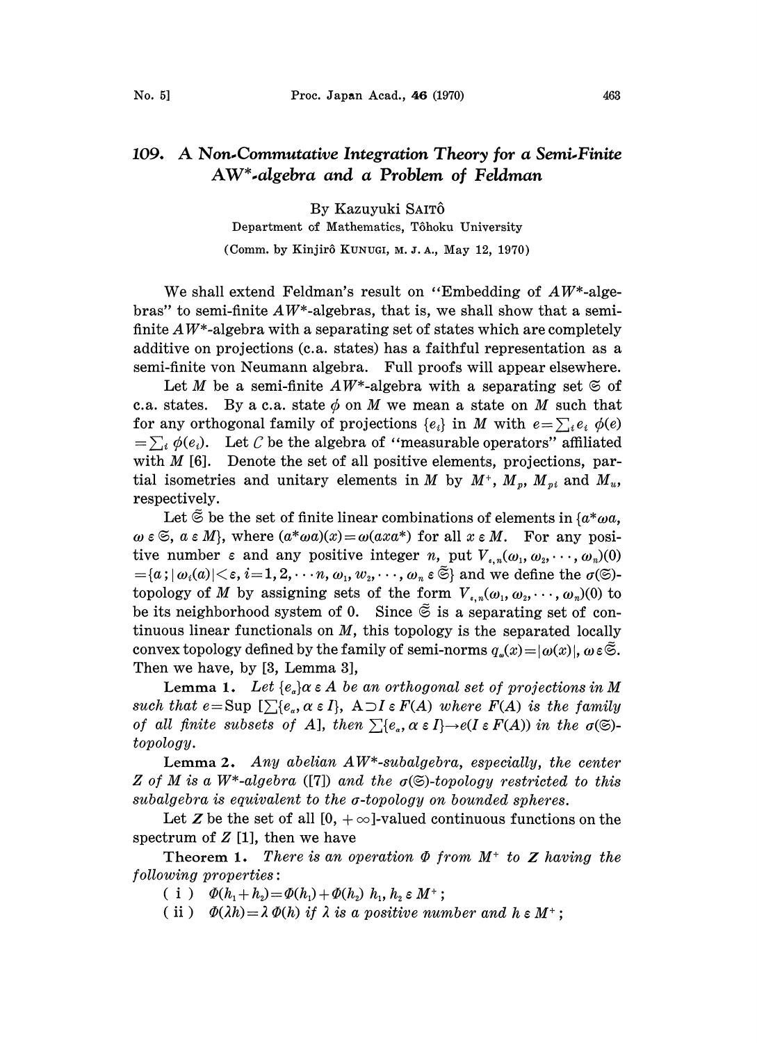# 109. *A Non-Commutative Integration Theory for a Semi-Finite AW*-algebra and a Problem of Feldman*

By Kazuyuki SAITÔ

Department of Mathematics, Tôhoku University

(Comm. by Kinjirô KUNUGI, M. J. A., May 12, 1970)

We shall extend Feldman's result on "Embedding of $AW^*$-algebras" to semi-finite $AW^*$-algebras, that is, we shall show that a semi-finite $AW^*$-algebra with a separating set of states which are completely additive on projections (c.a. states) has a faithful representation as a semi-finite von Neumann algebra. Full proofs will appear elsewhere.

Let $M$ be a semi-finite $AW^*$-algebra with a separating set $\mathfrak{S}$ of c.a. states. By a c.a. state $\phi$ on $M$ we mean a state on $M$ such that for any orthogonal family of projections $\{e_i\}$ in $M$ with $e=\sum_i e_i$ $\phi(e)=\sum_i \phi(e_i)$. Let $C$ be the algebra of "measurable operators" affiliated with $M$ [6]. Denote the set of all positive elements, projections, partial isometries and unitary elements in $M$ by $M^+$, $M_p$, $M_{pi}$ and $M_u$, respectively.

Let $\tilde{\mathfrak{S}}$ be the set of finite linear combinations of elements in $\{a^*\omega a, \omega \in \mathfrak{S}, a \in M\}$, where $(a^*\omega a)(x)=\omega(axa^*)$ for all $x \in M$. For any positive number $\varepsilon$ and any positive integer $n$, put $V_{\varepsilon,n}(\omega_1, \omega_2, \cdots, \omega_n)(0) = \{a ; |\omega_i(a)|<\varepsilon, i=1,2,\cdots n, \omega_1, w_2, \cdots, \omega_n \in \tilde{\mathfrak{S}}\}$ and we define the $\sigma(\mathfrak{S})$-topology of $M$ by assigning sets of the form $V_{\varepsilon,n}(\omega_1, \omega_2, \cdots, \omega_n)(0)$ to be its neighborhood system of 0. Since $\tilde{\mathfrak{S}}$ is a separating set of continuous linear functionals on $M$, this topology is the separated locally convex topology defined by the family of semi-norms $q_\omega(x)=|\omega(x)|$, $\omega \in \tilde{\mathfrak{S}}$. Then we have, by [3, Lemma 3],

**Lemma 1.** *Let $\{e_\alpha\}\alpha \in A$ be an orthogonal set of projections in $M$ such that $e=\text{Sup}\ [\sum\{e_\alpha, \alpha \in I\}$, $A \supset I \in F(A)$ where $F(A)$ is the family of all finite subsets of $A$], then $\sum\{e_\alpha, \alpha \in I\} \to e(I \in F(A))$ in the $\sigma(\mathfrak{S})$-topology.*

**Lemma 2.** *Any abelian $AW^*$-subalgebra, especially, the center $Z$ of $M$ is a $W^*$-algebra ([7]) and the $\sigma(\mathfrak{S})$-topology restricted to this subalgebra is equivalent to the $\sigma$-topology on bounded spheres.*

Let $\boldsymbol{Z}$ be the set of all $[0, +\infty]$-valued continuous functions on the spectrum of $Z$ [1], then we have

**Theorem 1.** *There is an operation $\Phi$ from $M^+$ to $\boldsymbol{Z}$ having the following properties:*

( i ) $\Phi(h_1+h_2)=\Phi(h_1)+\Phi(h_2)$ $h_1, h_2 \in M^+$;

( ii ) $\Phi(\lambda h)=\lambda\, \Phi(h)$ *if $\lambda$ is a positive number and* $h \in M^+$;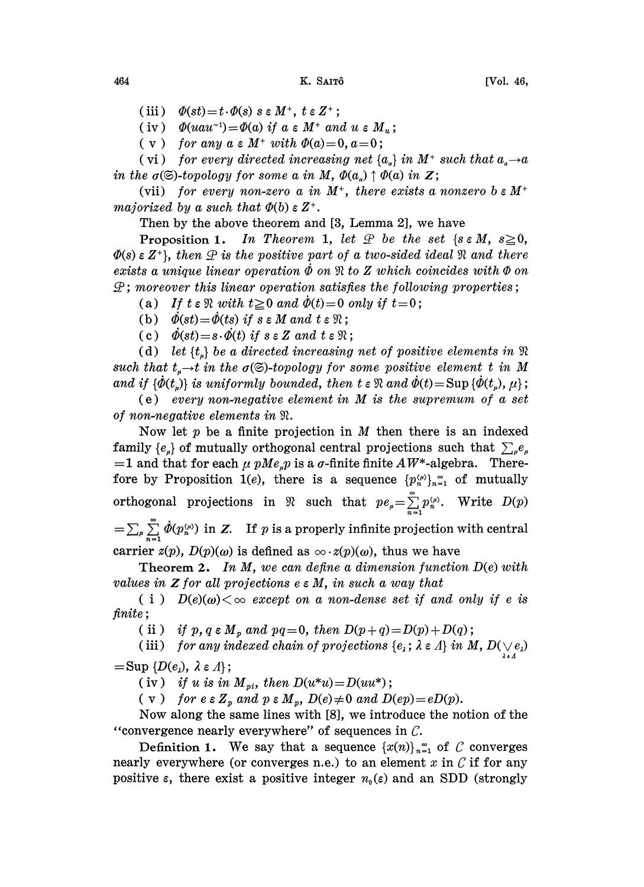(iii) $\Phi(st)=t\cdot\Phi(s)$ $s\in M^+$, $t\in Z^+$;

(iv) $\Phi(uau^{-1})=\Phi(a)$ if $a\in M^+$ and $u\in M_u$;

(v) for any $a\in M^+$ with $\Phi(a)=0, a=0$;

(vi) for every directed increasing net $\{a_\alpha\}$ in $M^+$ such that $a_\alpha\to a$ in the $\sigma(\mathfrak{S})$-topology for some $a$ in $M$, $\Phi(a_\alpha)\uparrow\Phi(a)$ in $Z$;

(vii) for every non-zero $a$ in $M^+$, there exists a nonzero $b\in M^+$ majorized by $a$ such that $\Phi(b)\in Z^+$.

Then by the above theorem and [3, Lemma 2], we have

**Proposition 1.** *In Theorem 1, let $\mathfrak{P}$ be the set $\{s\in M, s\geqq 0, \Phi(s)\in Z^+\}$, then $\mathfrak{P}$ is the positive part of a two-sided ideal $\mathfrak{N}$ and there exists a unique linear operation $\dot{\Phi}$ on $\mathfrak{N}$ to $Z$ which coincides with $\Phi$ on $\mathfrak{P}$; moreover this linear operation satisfies the following properties;*

(a) *If $t\in\mathfrak{N}$ with $t\geqq 0$ and $\dot{\Phi}(t)=0$ only if $t=0$;*

(b) *$\dot{\Phi}(st)=\dot{\Phi}(ts)$ if $s\in M$ and $t\in\mathfrak{N}$;*

(c) *$\dot{\Phi}(st)=s\cdot\dot{\Phi}(t)$ if $s\in Z$ and $t\in\mathfrak{N}$;*

(d) *let $\{t_\mu\}$ be a directed increasing net of positive elements in $\mathfrak{N}$ such that $t_\mu\to t$ in the $\sigma(\mathfrak{S})$-topology for some positive element $t$ in $M$ and if $\{\dot{\Phi}(t_\mu)\}$ is uniformly bounded, then $t\in\mathfrak{N}$ and $\dot{\Phi}(t)=\operatorname{Sup}\{\dot{\Phi}(t_\mu),\mu\}$;*

(e) *every non-negative element in $M$ is the supremum of a set of non-negative elements in $\mathfrak{N}$.*

Now let $p$ be a finite projection in $M$ then there is an indexed family $\{e_\mu\}$ of mutually orthogonal central projections such that $\sum_\mu e_\mu=1$ and that for each $\mu$ $pMe_\mu p$ is a $\sigma$-finite finite $AW^*$-algebra. Therefore by Proposition 1(e), there is a sequence $\{p_n^{(\mu)}\}_{n=1}^\infty$ of mutually orthogonal projections in $\mathfrak{N}$ such that $pe_\mu=\sum_{n=1}^\infty p_n^{(\mu)}$. Write $D(p)=\sum_\mu\sum_{n=1}^\infty\dot{\Phi}(p_n^{(\mu)})$ in $Z$. If $p$ is a properly infinite projection with central carrier $z(p)$, $D(p)(\omega)$ is defined as $\infty\cdot z(p)(\omega)$, thus we have

**Theorem 2.** *In $M$, we can define a dimension function $D(e)$ with values in $Z$ for all projections $e\in M$, in such a way that*

(i) *$D(e)(\omega)<\infty$ except on a non-dense set if and only if $e$ is finite;*

(ii) *if $p, q\in M_p$ and $pq=0$, then $D(p+q)=D(p)+D(q)$;*

(iii) *for any indexed chain of projections $\{e_\lambda; \lambda\in\Lambda\}$ in $M$, $D(\vee_{\lambda\in\Lambda} e_\lambda)=\operatorname{Sup}\{D(e_\lambda), \lambda\in\Lambda\}$;*

(iv) *if $u$ is in $M_{pi}$, then $D(u^*u)=D(uu^*)$;*

(v) *for $e\in Z_p$ and $p\in M_p$, $D(e)\neq 0$ and $D(ep)=eD(p)$.*

Now along the same lines with [8], we introduce the notion of the "convergence nearly everywhere" of sequences in $C$.

**Definition 1.** We say that a sequence $\{x(n)\}_{n=1}^\infty$ of $C$ converges nearly everywhere (or converges n.e.) to an element $x$ in $C$ if for any positive $\varepsilon$, there exist a positive integer $n_0(\varepsilon)$ and an SDD (strongly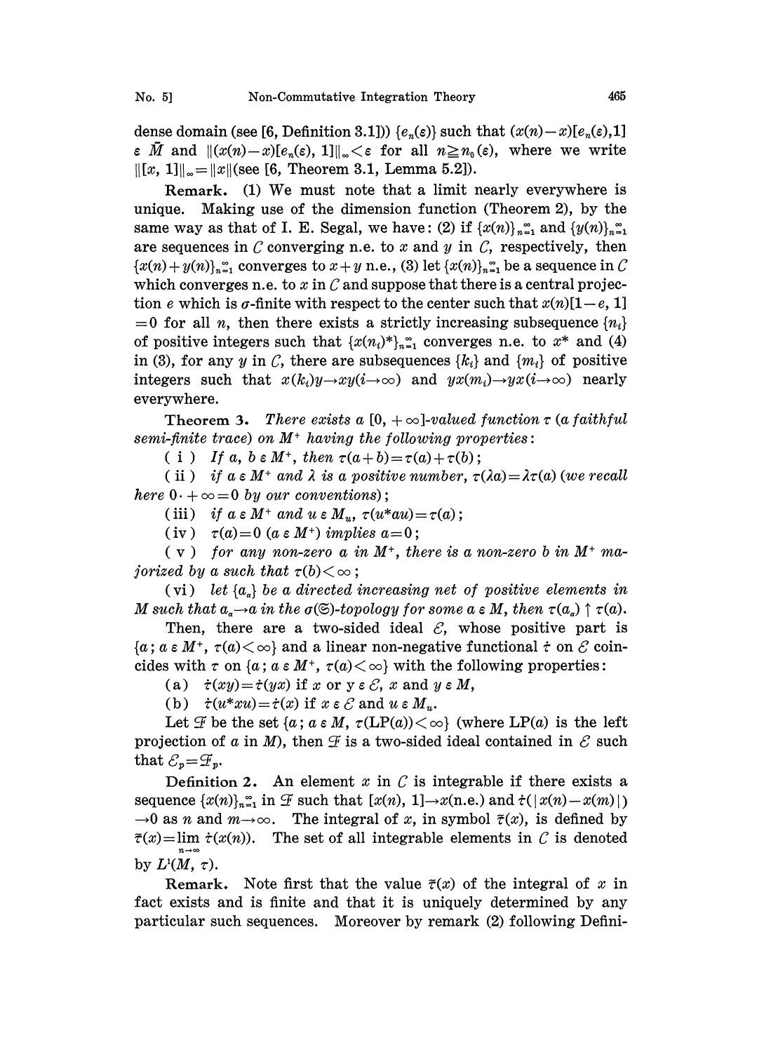dense domain (see [6, Definition 3.1])) $\{e_n(\varepsilon)\}$ such that $(x(n)-x)[e_n(\varepsilon),1] \in \bar{M}$ and $\|(x(n)-x)[e_n(\varepsilon), 1]\|_\infty < \varepsilon$ for all $n \geqq n_0(\varepsilon)$, where we write $\|[x, 1]\|_\infty = \|x\|$ (see [6, Theorem 3.1, Lemma 5.2]).

**Remark.** (1) We must note that a limit nearly everywhere is unique. Making use of the dimension function (Theorem 2), by the same way as that of I. E. Segal, we have: (2) if $\{x(n)\}_{n=1}^\infty$ and $\{y(n)\}_{n=1}^\infty$ are sequences in $\mathcal{C}$ converging n.e. to $x$ and $y$ in $\mathcal{C}$, respectively, then $\{x(n)+y(n)\}_{n=1}^\infty$ converges to $x+y$ n.e., (3) let $\{x(n)\}_{n=1}^\infty$ be a sequence in $\mathcal{C}$ which converges n.e. to $x$ in $\mathcal{C}$ and suppose that there is a central projection $e$ which is $\sigma$-finite with respect to the center such that $x(n)[1-e, 1] = 0$ for all $n$, then there exists a strictly increasing subsequence $\{n_i\}$ of positive integers such that $\{x(n_i)^*\}_{n=1}^\infty$ converges n.e. to $x^*$ and (4) in (3), for any $y$ in $\mathcal{C}$, there are subsequences $\{k_i\}$ and $\{m_i\}$ of positive integers such that $x(k_i)y \to xy (i \to \infty)$ and $yx(m_i) \to yx (i \to \infty)$ nearly everywhere.

**Theorem 3.** *There exists a $[0, +\infty]$-valued function $\tau$ (a faithful semi-finite trace) on $M^+$ having the following properties:*

( i ) *If $a, b \in M^+$, then $\tau(a+b) = \tau(a) + \tau(b)$;*

( ii ) *if $a \in M^+$ and $\lambda$ is a positive number, $\tau(\lambda a) = \lambda \tau(a)$ (we recall here $0 \cdot +\infty = 0$ by our conventions);*

(iii) *if $a \in M^+$ and $u \in M_u$, $\tau(u^* a u) = \tau(a)$;*

(iv) *$\tau(a) = 0$ $(a \in M^+)$ implies $a = 0$;*

( v ) *for any non-zero $a$ in $M^+$, there is a non-zero $b$ in $M^+$ majorized by $a$ such that $\tau(b) < \infty$;*

(vi) *let $\{a_\alpha\}$ be a directed increasing net of positive elements in $M$ such that $a_\alpha \to a$ in the $\sigma(\mathfrak{S})$-topology for some $a \in M$, then $\tau(a_\alpha) \uparrow \tau(a)$.*

Then, there are a two-sided ideal $\mathcal{E}$, whose positive part is $\{a; a \in M^+, \tau(a) < \infty\}$ and a linear non-negative functional $\dot{\tau}$ on $\mathcal{E}$ coincides with $\tau$ on $\{a; a \in M^+, \tau(a) < \infty\}$ with the following properties:

(a) $\dot{\tau}(xy) = \dot{\tau}(yx)$ if $x$ or $y \in \mathcal{E}$, $x$ and $y \in M$,

(b) $\dot{\tau}(u^* x u) = \dot{\tau}(x)$ if $x \in \mathcal{E}$ and $u \in M_u$.

Let $\mathcal{F}$ be the set $\{a; a \in M, \tau(\mathrm{LP}(a)) < \infty\}$ (where $\mathrm{LP}(a)$ is the left projection of $a$ in $M$), then $\mathcal{F}$ is a two-sided ideal contained in $\mathcal{E}$ such that $\mathcal{E}_p = \mathcal{F}_p$.

**Definition 2.** An element $x$ in $\mathcal{C}$ is integrable if there exists a sequence $\{x(n)\}_{n=1}^\infty$ in $\mathcal{F}$ such that $[x(n), 1] \to x$(n.e.) and $\dot{\tau}(|x(n) - x(m)|) \to 0$ as $n$ and $m \to \infty$. The integral of $x$, in symbol $\bar{\tau}(x)$, is defined by $\bar{\tau}(x) = \lim_{n \to \infty} \dot{\tau}(x(n))$. The set of all integrable elements in $\mathcal{C}$ is denoted by $L^1(M, \tau)$.

**Remark.** Note first that the value $\bar{\tau}(x)$ of the integral of $x$ in fact exists and is finite and that it is uniquely determined by any particular such sequences. Moreover by remark (2) following Defini-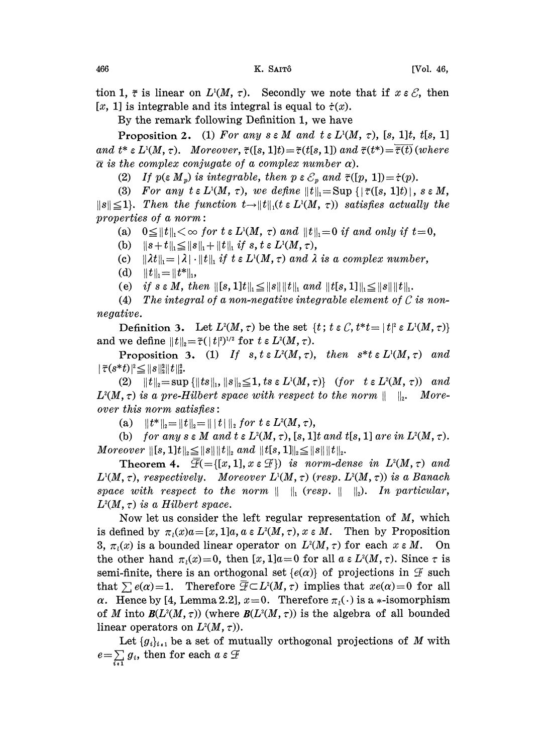tion 1, $\bar{\tau}$ is linear on $L^1(M, \tau)$. Secondly we note that if $x \in \mathcal{E}$, then $[x, 1]$ is integrable and its integral is equal to $\dot{\tau}(x)$.

By the remark following Definition 1, we have

**Proposition 2.** *(1) For any $s \in M$ and $t \in L^1(M, \tau)$, $[s, 1]t$, $t[s, 1]$ and $t^* \in L^1(M, \tau)$. Moreover, $\bar{\tau}([s, 1]t) = \bar{\tau}(t[s, 1])$ and $\bar{\tau}(t^*) = \overline{\bar{\tau}(t)}$ (where $\bar{\alpha}$ is the complex conjugate of a complex number $\alpha$).*

*(2) If $p (\in M_p)$ is integrable, then $p \in \mathcal{E}_p$ and $\bar{\tau}([p, 1]) = \dot{\tau}(p)$.*

*(3) For any $t \in L^1(M, \tau)$, we define $\|t\|_1 = \mathrm{Sup}\,\{|\bar{\tau}([s, 1]t)|, s \in M, \|s\| \leqq 1\}$. Then the function $t \to \|t\|_1 (t \in L^1(M, \tau))$ satisfies actually the properties of a norm:*

*(a) $0 \leqq \|t\|_1 < \infty$ for $t \in L^1(M, \tau)$ and $\|t\|_1 = 0$ if and only if $t = 0$,*

*(b) $\|s + t\|_1 \leqq \|s\|_1 + \|t\|_1$ if $s, t \in L^1(M, \tau)$,*

*(c) $\|\lambda t\|_1 = |\lambda| \cdot \|t\|_1$ if $t \in L^1(M, \tau)$ and $\lambda$ is a complex number,*

*(d) $\|t\|_1 = \|t^*\|_1$,*

*(e) if $s \in M$, then $\|[s, 1]t\|_1 \leqq \|s\| \|t\|_1$ and $\|t[s, 1]\|_1 \leqq \|s\| \|t\|_1$.*

*(4) The integral of a non-negative integrable element of $\mathcal{C}$ is non-negative.*

**Definition 3.** Let $L^2(M, \tau)$ be the set $\{t; t \in \mathcal{C}, t^*t = |t|^2 \in L^1(M, \tau)\}$ and we define $\|t\|_2 = \bar{\tau}(|t|^2)^{1/2}$ for $t \in L^2(M, \tau)$.

**Proposition 3.** *(1) If $s, t \in L^2(M, \tau)$, then $s^*t \in L^1(M, \tau)$ and $|\bar{\tau}(s^*t)|^2 \leqq \|s\|_2^2 \|t\|_2^2$.*

*(2) $\|t\|_2 = \sup\{\|ts\|_1, \|s\|_2 \leqq 1, ts \in L^1(M, \tau)\}$ (for $t \in L^2(M, \tau)$) and $L^2(M, \tau)$ is a pre-Hilbert space with respect to the norm $\| \; \|_2$. Moreover this norm satisfies:*

*(a) $\|t^*\|_2 = \|t\|_2 = \||t|\|_2$ for $t \in L^2(M, \tau)$,*

*(b) for any $s \in M$ and $t \in L^2(M, \tau)$, $[s, 1]t$ and $t[s, 1]$ are in $L^2(M, \tau)$. Moreover $\|[s, 1]t\|_2 \leqq \|s\| \|t\|_2$ and $\|t[s, 1]\|_2 \leqq \|s\| \|t\|_2$.*

**Theorem 4.** *$\bar{\mathcal{F}} (= \{[x, 1], x \in \mathcal{F}\})$ is norm-dense in $L^2(M, \tau)$ and $L^1(M, \tau)$, respectively. Moreover $L^1(M, \tau)$ (resp. $L^2(M, \tau)$) is a Banach space with respect to the norm $\| \; \|_1$ (resp. $\| \; \|_2$). In particular, $L^2(M, \tau)$ is a Hilbert space.*

Now let us consider the left regular representation of $M$, which is defined by $\pi_l(x)a = [x, 1]a$, $a \in L^2(M, \tau)$, $x \in M$. Then by Proposition 3, $\pi_l(x)$ is a bounded linear operator on $L^2(M, \tau)$ for each $x \in M$. On the other hand $\pi_l(x) = 0$, then $[x, 1]a = 0$ for all $a \in L^2(M, \tau)$. Since $\tau$ is semi-finite, there is an orthogonal set $\{e(\alpha)\}$ of projections in $\mathcal{F}$ such that $\sum e(\alpha) = 1$. Therefore $\bar{\mathcal{F}} \subset L^2(M, \tau)$ implies that $xe(\alpha) = 0$ for all $\alpha$. Hence by [4, Lemma 2.2], $x = 0$. Therefore $\pi_l(\cdot)$ is a $*$-isomorphism of $M$ into $\boldsymbol{B}(L^2(M, \tau))$ (where $\boldsymbol{B}(L^2(M, \tau))$ is the algebra of all bounded linear operators on $L^2(M, \tau)$).

Let $\{g_i\}_{i \in I}$ be a set of mutually orthogonal projections of $M$ with $e = \sum_{i \in I} g_i$, then for each $a \in \mathcal{F}$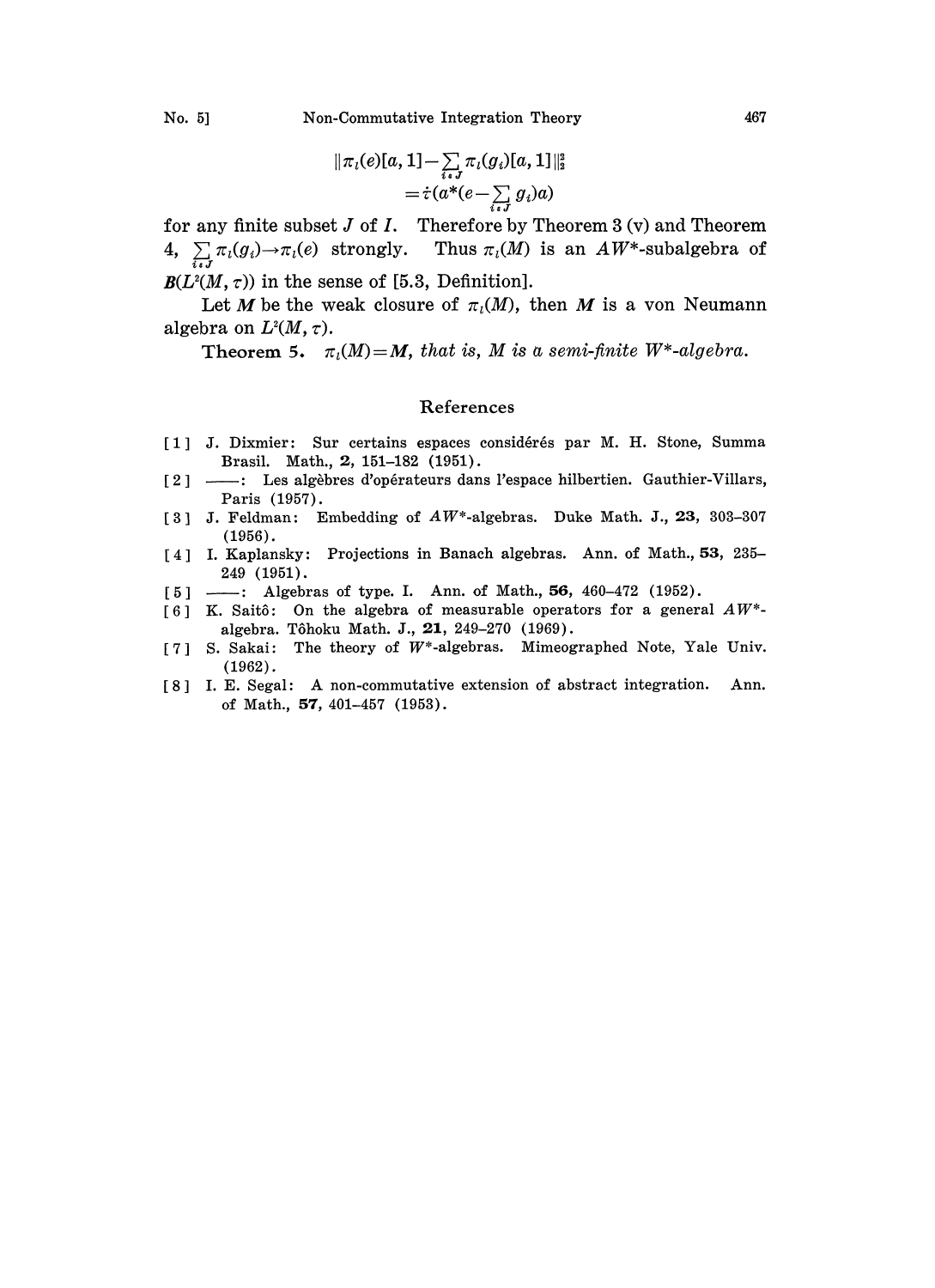$$\|\pi_l(e)[a, 1] - \sum_{i \in J} \pi_l(g_i)[a, 1]\|_2^2$$
$$= \dot{\tau}(a^*(e - \sum_{i \in J} g_i)a)$$

for any finite subset $J$ of $I$. Therefore by Theorem 3 (v) and Theorem 4, $\sum_{i \in J} \pi_l(g_i) \to \pi_l(e)$ strongly. Thus $\pi_l(M)$ is an $AW^*$-subalgebra of $\boldsymbol{B}(L^2(M, \tau))$ in the sense of [5.3, Definition].

Let $\boldsymbol{M}$ be the weak closure of $\pi_l(M)$, then $\boldsymbol{M}$ is a von Neumann algebra on $L^2(M, \tau)$.

**Theorem 5.** *$\pi_l(M) = \boldsymbol{M}$, that is, $M$ is a semi-finite $W^*$-algebra.*

## References

[1] J. Dixmier: Sur certains espaces considérés par M. H. Stone, Summa Brasil. Math., **2**, 151–182 (1951).

[2] ——: Les algèbres d'opérateurs dans l'espace hilbertien. Gauthier-Villars, Paris (1957).

[3] J. Feldman: Embedding of $AW^*$-algebras. Duke Math. J., **23**, 303–307 (1956).

[4] I. Kaplansky: Projections in Banach algebras. Ann. of Math., **53**, 235–249 (1951).

[5] ——: Algebras of type. I. Ann. of Math., **56**, 460–472 (1952).

[6] K. Saitô: On the algebra of measurable operators for a general $AW^*$-algebra. Tôhoku Math. J., **21**, 249–270 (1969).

[7] S. Sakai: The theory of $W^*$-algebras. Mimeographed Note, Yale Univ. (1962).

[8] I. E. Segal: A non-commutative extension of abstract integration. Ann. of Math., **57**, 401–457 (1953).